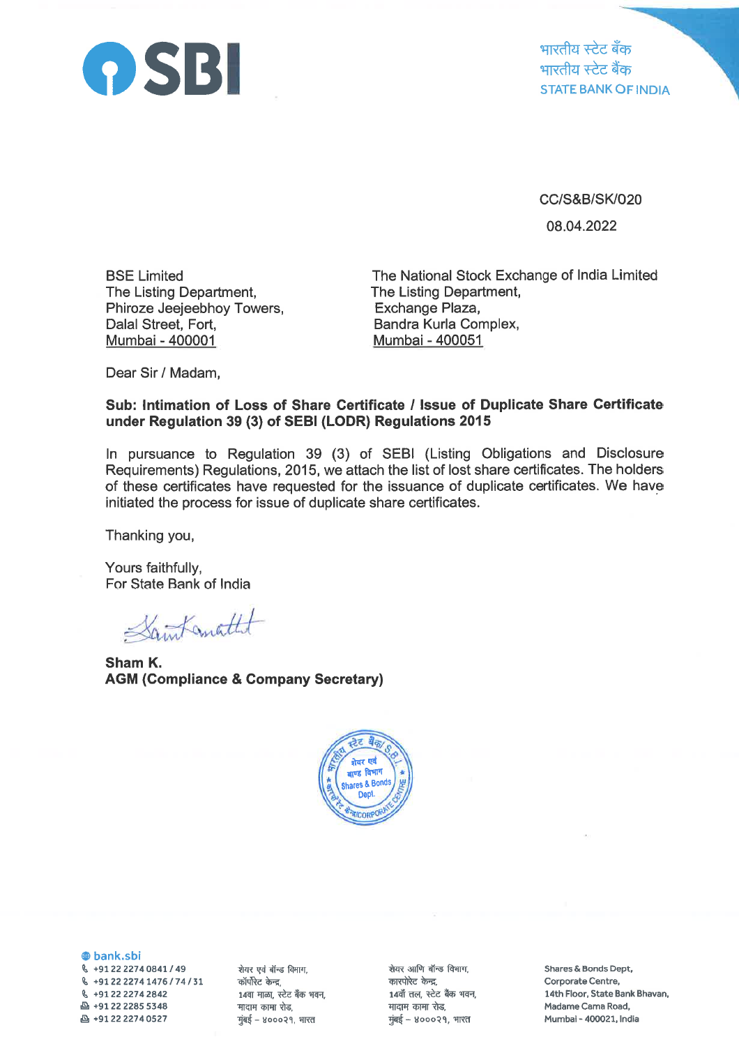**SBI**

भारतीय स्टेट बैंक
भारतीय स्टेट बैंक
STATE BANK OF INDIA

CC/S&B/SK/020

08.04.2022

BSE Limited
The Listing Department,
Phiroze Jeejeebhoy Towers,
Dalal Street, Fort,
Mumbai - 400001

The National Stock Exchange of India Limited
The Listing Department,
Exchange Plaza,
Bandra Kurla Complex,
Mumbai - 400051

Dear Sir / Madam,

**Sub: Intimation of Loss of Share Certificate / Issue of Duplicate Share Certificate under Regulation 39 (3) of SEBI (LODR) Regulations 2015**

In pursuance to Regulation 39 (3) of SEBI (Listing Obligations and Disclosure Requirements) Regulations, 2015, we attach the list of lost share certificates. The holders of these certificates have requested for the issuance of duplicate certificates. We have initiated the process for issue of duplicate share certificates.

Thanking you,

Yours faithfully,
For State Bank of India

**Sham K.**
**AGM (Compliance & Company Secretary)**

bank.sbi
+91 22 2274 0841 / 49
+91 22 2274 1476 / 74 / 31
+91 22 2274 2842
+91 22 2285 5348
+91 22 2274 0527

शेयर एवं बॉन्ड विभाग,
कॉर्पोरेट केन्द्र,
14वा माळा, स्टेट बैंक भवन,
मादाम कामा रोड,
मुंबई – ४०००२१, भारत

शेयर आणि बॉन्ड विभाग,
कारपोरेट केन्द्र,
14वाँ तल, स्टेट बैंक भवन,
मादाम कामा रोड,
मुंबई – ४०००२१, भारत

Shares & Bonds Dept,
Corporate Centre,
14th Floor, State Bank Bhavan,
Madame Cama Road,
Mumbai - 400021, India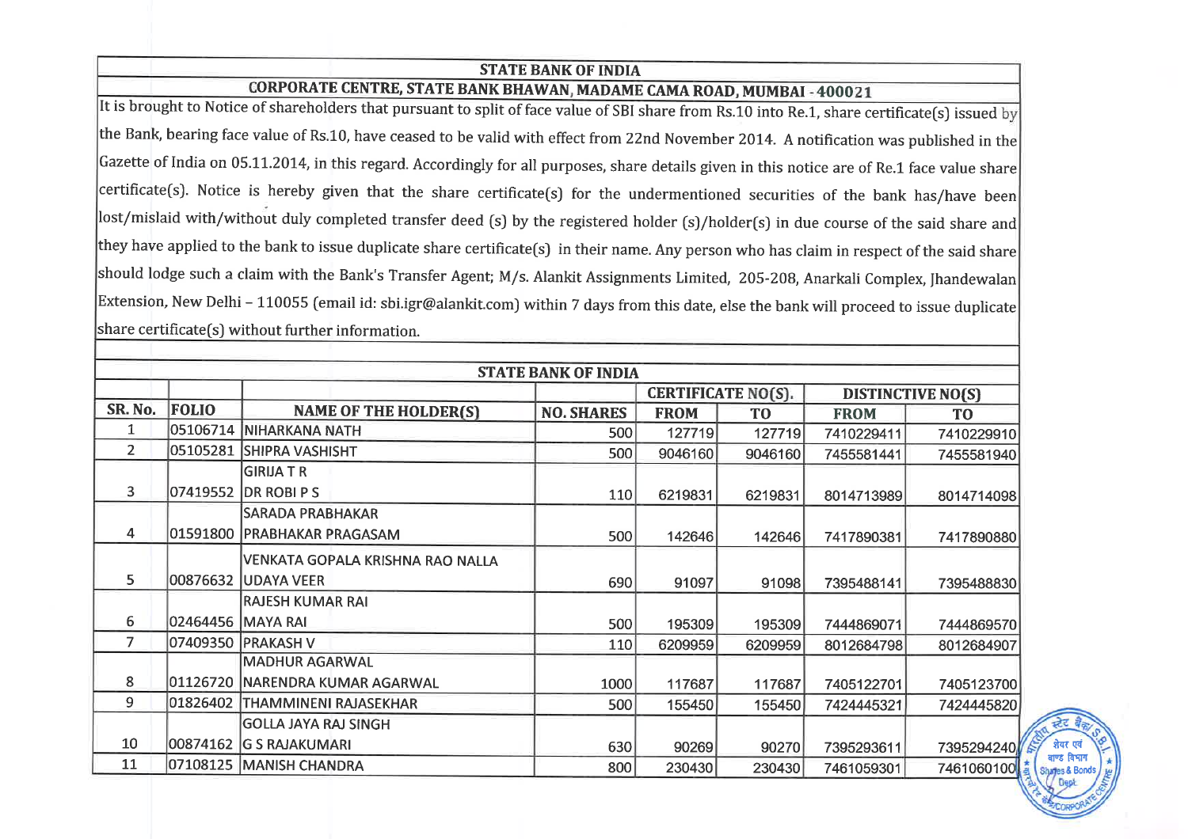## STATE BANK OF INDIA

### CORPORATE CENTRE, STATE BANK BHAWAN, MADAME CAMA ROAD, MUMBAI - 400021

It is brought to Notice of shareholders that pursuant to split of face value of SBI share from Rs.10 into Re.1, share certificate(s) issued by the Bank, bearing face value of Rs.10, have ceased to be valid with effect from 22nd November 2014. A notification was published in the Gazette of India on 05.11.2014, in this regard. Accordingly for all purposes, share details given in this notice are of Re.1 face value share certificate(s). Notice is hereby given that the share certificate(s) for the undermentioned securities of the bank has/have been lost/mislaid with/without duly completed transfer deed (s) by the registered holder (s)/holder(s) in due course of the said share and they have applied to the bank to issue duplicate share certificate(s) in their name. Any person who has claim in respect of the said share should lodge such a claim with the Bank's Transfer Agent; M/s. Alankit Assignments Limited, 205-208, Anarkali Complex, Jhandewalan Extension, New Delhi – 110055 (email id: sbi.igr@alankit.com) within 7 days from this date, else the bank will proceed to issue duplicate share certificate(s) without further information.

### STATE BANK OF INDIA

| SR. No. | FOLIO | NAME OF THE HOLDER(S) | NO. SHARES | CERTIFICATE NO(S). | | DISTINCTIVE NO(S) | |
|---|---|---|---|---|---|---|---|
| | | | | FROM | TO | FROM | TO |
| 1 | 05106714 | NIHARKANA NATH | 500 | 127719 | 127719 | 7410229411 | 7410229910 |
| 2 | 05105281 | SHIPRA VASHISHT | 500 | 9046160 | 9046160 | 7455581441 | 7455581940 |
| 3 | 07419552 | GIRIJA T R<br>DR ROBI P S | 110 | 6219831 | 6219831 | 8014713989 | 8014714098 |
| 4 | 01591800 | SARADA PRABHAKAR<br>PRABHAKAR PRAGASAM | 500 | 142646 | 142646 | 7417890381 | 7417890880 |
| 5 | 00876632 | VENKATA GOPALA KRISHNA RAO NALLA<br>UDAYA VEER | 690 | 91097 | 91098 | 7395488141 | 7395488830 |
| 6 | 02464456 | RAJESH KUMAR RAI<br>MAYA RAI | 500 | 195309 | 195309 | 7444869071 | 7444869570 |
| 7 | 07409350 | PRAKASH V | 110 | 6209959 | 6209959 | 8012684798 | 8012684907 |
| 8 | 01126720 | MADHUR AGARWAL<br>NARENDRA KUMAR AGARWAL | 1000 | 117687 | 117687 | 7405122701 | 7405123700 |
| 9 | 01826402 | THAMMINENI RAJASEKHAR | 500 | 155450 | 155450 | 7424445321 | 7424445820 |
| 10 | 00874162 | GOLLA JAYA RAJ SINGH<br>G S RAJAKUMARI | 630 | 90269 | 90270 | 7395293611 | 7395294240 |
| 11 | 07108125 | MANISH CHANDRA | 800 | 230430 | 230430 | 7461059301 | 7461060100 |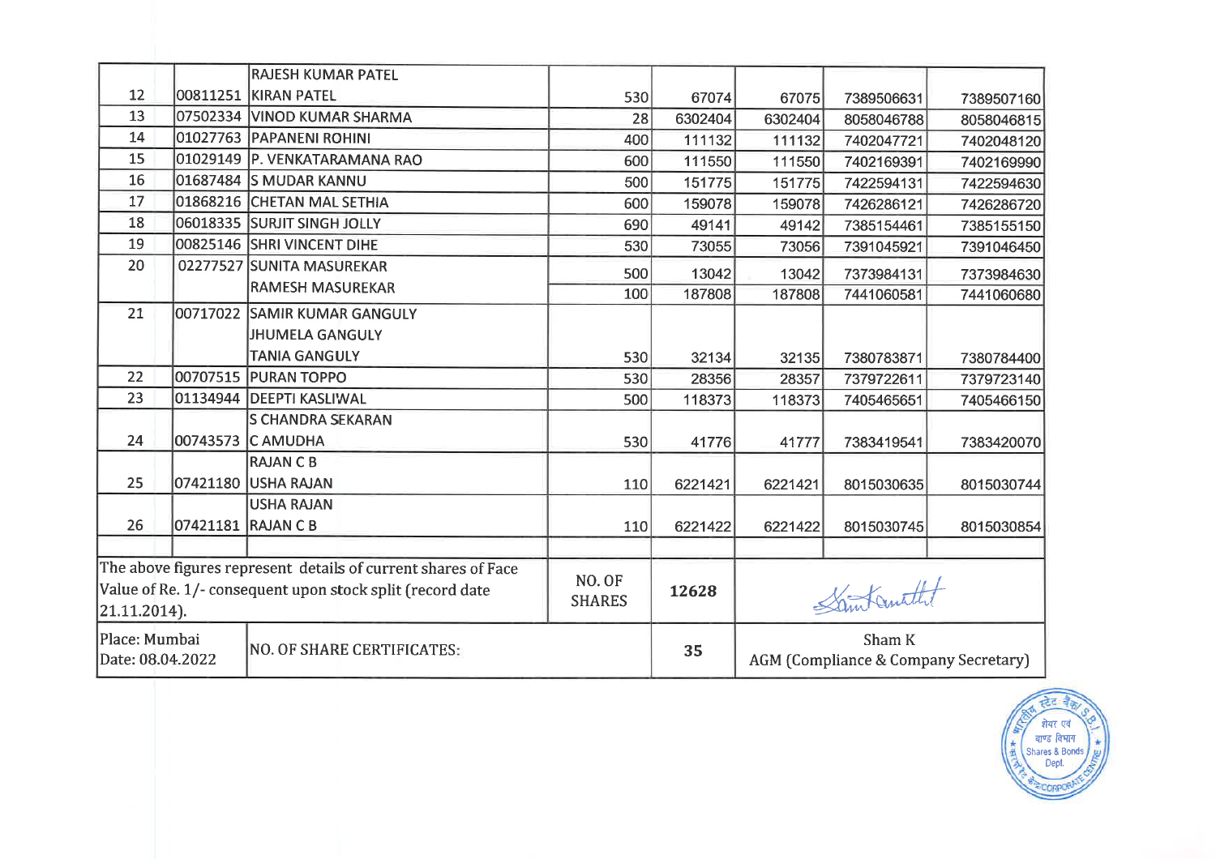| | | | | | | | |
|---|---|---|---|---|---|---|---|
| 12 | 00811251 | RAJESH KUMAR PATEL<br>KIRAN PATEL | 530 | 67074 | 67075 | 7389506631 | 7389507160 |
| 13 | 07502334 | VINOD KUMAR SHARMA | 28 | 6302404 | 6302404 | 8058046788 | 8058046815 |
| 14 | 01027763 | PAPANENI ROHINI | 400 | 111132 | 111132 | 7402047721 | 7402048120 |
| 15 | 01029149 | P. VENKATARAMANA RAO | 600 | 111550 | 111550 | 7402169391 | 7402169990 |
| 16 | 01687484 | S MUDAR KANNU | 500 | 151775 | 151775 | 7422594131 | 7422594630 |
| 17 | 01868216 | CHETAN MAL SETHIA | 600 | 159078 | 159078 | 7426286121 | 7426286720 |
| 18 | 06018335 | SURJIT SINGH JOLLY | 690 | 49141 | 49142 | 7385154461 | 7385155150 |
| 19 | 00825146 | SHRI VINCENT DIHE | 530 | 73055 | 73056 | 7391045921 | 7391046450 |
| 20 | 02277527 | SUNITA MASUREKAR<br>RAMESH MASUREKAR | 500 | 13042 | 13042 | 7373984131 | 7373984630 |
| | | | 100 | 187808 | 187808 | 7441060581 | 7441060680 |
| 21 | 00717022 | SAMIR KUMAR GANGULY<br>JHUMELA GANGULY<br>TANIA GANGULY | 530 | 32134 | 32135 | 7380783871 | 7380784400 |
| 22 | 00707515 | PURAN TOPPO | 530 | 28356 | 28357 | 7379722611 | 7379723140 |
| 23 | 01134944 | DEEPTI KASLIWAL | 500 | 118373 | 118373 | 7405465651 | 7405466150 |
| 24 | 00743573 | S CHANDRA SEKARAN<br>C AMUDHA | 530 | 41776 | 41777 | 7383419541 | 7383420070 |
| 25 | 07421180 | RAJAN C B<br>USHA RAJAN | 110 | 6221421 | 6221421 | 8015030635 | 8015030744 |
| 26 | 07421181 | USHA RAJAN<br>RAJAN C B | 110 | 6221422 | 6221422 | 8015030745 | 8015030854 |
| | | | | | | | |
| The above figures represent details of current shares of Face Value of Re. 1/- consequent upon stock split (record date 21.11.2014). | | | NO. OF SHARES | 12628 | | | |
| Place: Mumbai<br>Date: 08.04.2022 | | NO. OF SHARE CERTIFICATES: | | 35 | Sham K<br>AGM (Compliance & Company Secretary) | | |